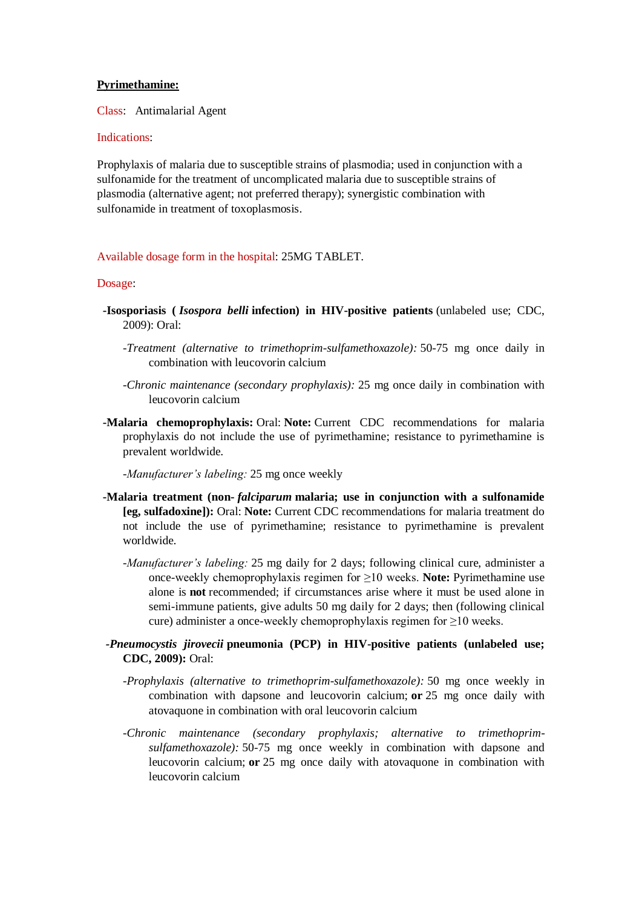**Pyrimethamine:**

Class: Antimalarial Agent

Indications:

Prophylaxis of malaria due to susceptible strains of plasmodia; used in conjunction with a sulfonamide for the treatment of uncomplicated malaria due to susceptible strains of plasmodia (alternative agent; not preferred therapy); synergistic combination with sulfonamide in treatment of toxoplasmosis.

Available dosage form in the hospital: 25MG TABLET.

Dosage:

- **Isosporiasis (*Isospora belli* infection) in HIV-positive patients** (unlabeled use; CDC, 2009): Oral:
  - *Treatment (alternative to trimethoprim-sulfamethoxazole):* 50-75 mg once daily in combination with leucovorin calcium
  - *Chronic maintenance (secondary prophylaxis):* 25 mg once daily in combination with leucovorin calcium
- **Malaria chemoprophylaxis:** Oral: **Note:** Current CDC recommendations for malaria prophylaxis do not include the use of pyrimethamine; resistance to pyrimethamine is prevalent worldwide.
  - *Manufacturer's labeling:* 25 mg once weekly
- **Malaria treatment (non-*falciparum* malaria; use in conjunction with a sulfonamide [eg, sulfadoxine]):** Oral: **Note:** Current CDC recommendations for malaria treatment do not include the use of pyrimethamine; resistance to pyrimethamine is prevalent worldwide.
  - *Manufacturer's labeling:* 25 mg daily for 2 days; following clinical cure, administer a once-weekly chemoprophylaxis regimen for ≥10 weeks. **Note:** Pyrimethamine use alone is **not** recommended; if circumstances arise where it must be used alone in semi-immune patients, give adults 50 mg daily for 2 days; then (following clinical cure) administer a once-weekly chemoprophylaxis regimen for ≥10 weeks.
- ***Pneumocystis jirovecii* pneumonia (PCP) in HIV-positive patients (unlabeled use; CDC, 2009):** Oral:
  - *Prophylaxis (alternative to trimethoprim-sulfamethoxazole):* 50 mg once weekly in combination with dapsone and leucovorin calcium; **or** 25 mg once daily with atovaquone in combination with oral leucovorin calcium
  - *Chronic maintenance (secondary prophylaxis; alternative to trimethoprim-sulfamethoxazole):* 50-75 mg once weekly in combination with dapsone and leucovorin calcium; **or** 25 mg once daily with atovaquone in combination with leucovorin calcium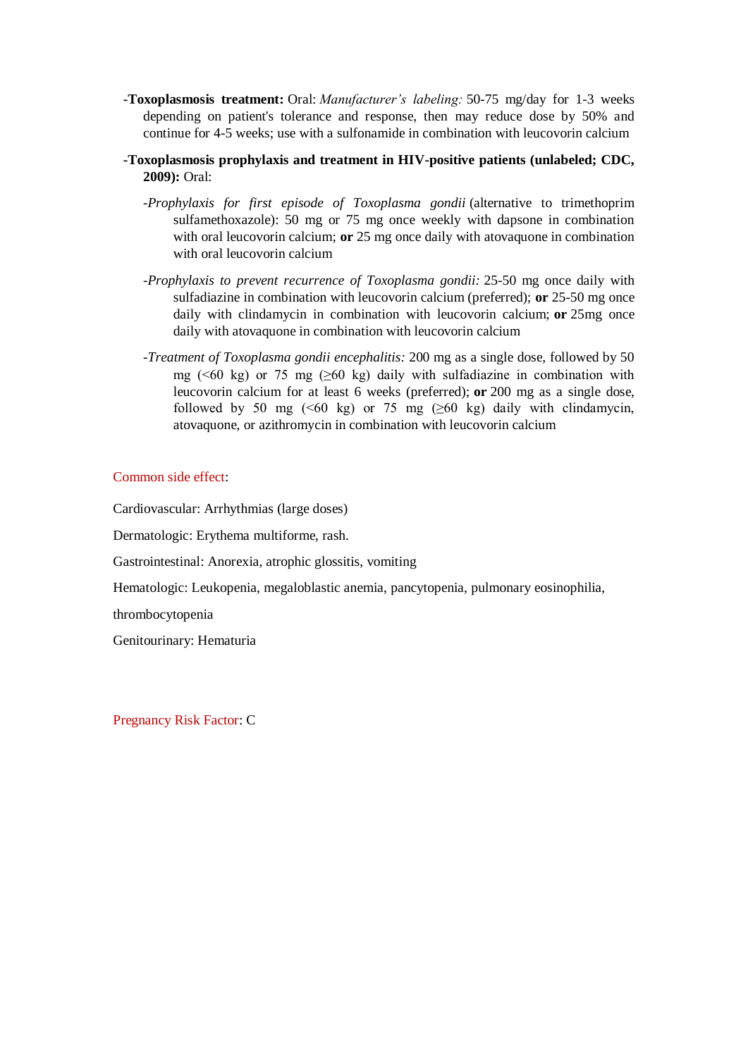- **-Toxoplasmosis treatment:** Oral: *Manufacturer's labeling:* 50-75 mg/day for 1-3 weeks depending on patient's tolerance and response, then may reduce dose by 50% and continue for 4-5 weeks; use with a sulfonamide in combination with leucovorin calcium

- **-Toxoplasmosis prophylaxis and treatment in HIV-positive patients (unlabeled; CDC, 2009):** Oral:

  - -*Prophylaxis for first episode of Toxoplasma gondii* (alternative to trimethoprim sulfamethoxazole): 50 mg or 75 mg once weekly with dapsone in combination with oral leucovorin calcium; **or** 25 mg once daily with atovaquone in combination with oral leucovorin calcium

  - -*Prophylaxis to prevent recurrence of Toxoplasma gondii:* 25-50 mg once daily with sulfadiazine in combination with leucovorin calcium (preferred); **or** 25-50 mg once daily with clindamycin in combination with leucovorin calcium; **or** 25mg once daily with atovaquone in combination with leucovorin calcium

  - -*Treatment of Toxoplasma gondii encephalitis:* 200 mg as a single dose, followed by 50 mg (<60 kg) or 75 mg (≥60 kg) daily with sulfadiazine in combination with leucovorin calcium for at least 6 weeks (preferred); **or** 200 mg as a single dose, followed by 50 mg (<60 kg) or 75 mg (≥60 kg) daily with clindamycin, atovaquone, or azithromycin in combination with leucovorin calcium

Common side effect:

Cardiovascular: Arrhythmias (large doses)

Dermatologic: Erythema multiforme, rash.

Gastrointestinal: Anorexia, atrophic glossitis, vomiting

Hematologic: Leukopenia, megaloblastic anemia, pancytopenia, pulmonary eosinophilia, thrombocytopenia

Genitourinary: Hematuria

Pregnancy Risk Factor: C